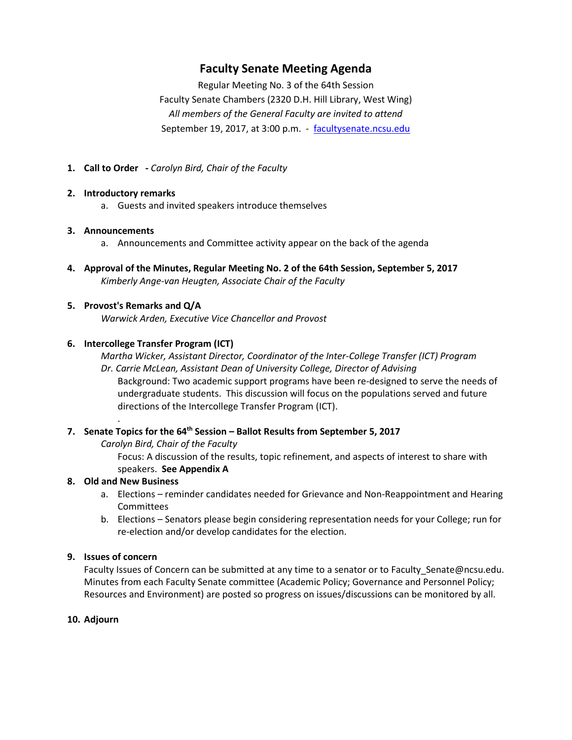# Faculty Senate Meeting Agenda

Regular Meeting No. 3 of the 64th Session
Faculty Senate Chambers (2320 D.H. Hill Library, West Wing)
*All members of the General Faculty are invited to attend*
September 19, 2017, at 3:00 p.m. - [facultysenate.ncsu.edu](facultysenate.ncsu.edu)

1. **Call to Order** **-** *Carolyn Bird, Chair of the Faculty*

2. **Introductory remarks**
    a. Guests and invited speakers introduce themselves

3. **Announcements**
    a. Announcements and Committee activity appear on the back of the agenda

4. **Approval of the Minutes, Regular Meeting No. 2 of the 64th Session, September 5, 2017**
    *Kimberly Ange-van Heugten, Associate Chair of the Faculty*

5. **Provost's Remarks and Q/A**
    *Warwick Arden, Executive Vice Chancellor and Provost*

6. **Intercollege Transfer Program (ICT)**
    *Martha Wicker, Assistant Director, Coordinator of the Inter-College Transfer (ICT) Program*
    *Dr. Carrie McLean, Assistant Dean of University College, Director of Advising*
    Background: Two academic support programs have been re-designed to serve the needs of undergraduate students. This discussion will focus on the populations served and future directions of the Intercollege Transfer Program (ICT).
    .

7. **Senate Topics for the 64th Session – Ballot Results from September 5, 2017**
    *Carolyn Bird, Chair of the Faculty*
    Focus: A discussion of the results, topic refinement, and aspects of interest to share with speakers. **See Appendix A**

8. **Old and New Business**
    a. Elections – reminder candidates needed for Grievance and Non-Reappointment and Hearing Committees
    b. Elections – Senators please begin considering representation needs for your College; run for re-election and/or develop candidates for the election.

9. **Issues of concern**
    Faculty Issues of Concern can be submitted at any time to a senator or to Faculty_Senate@ncsu.edu. Minutes from each Faculty Senate committee (Academic Policy; Governance and Personnel Policy; Resources and Environment) are posted so progress on issues/discussions can be monitored by all.

10. **Adjourn**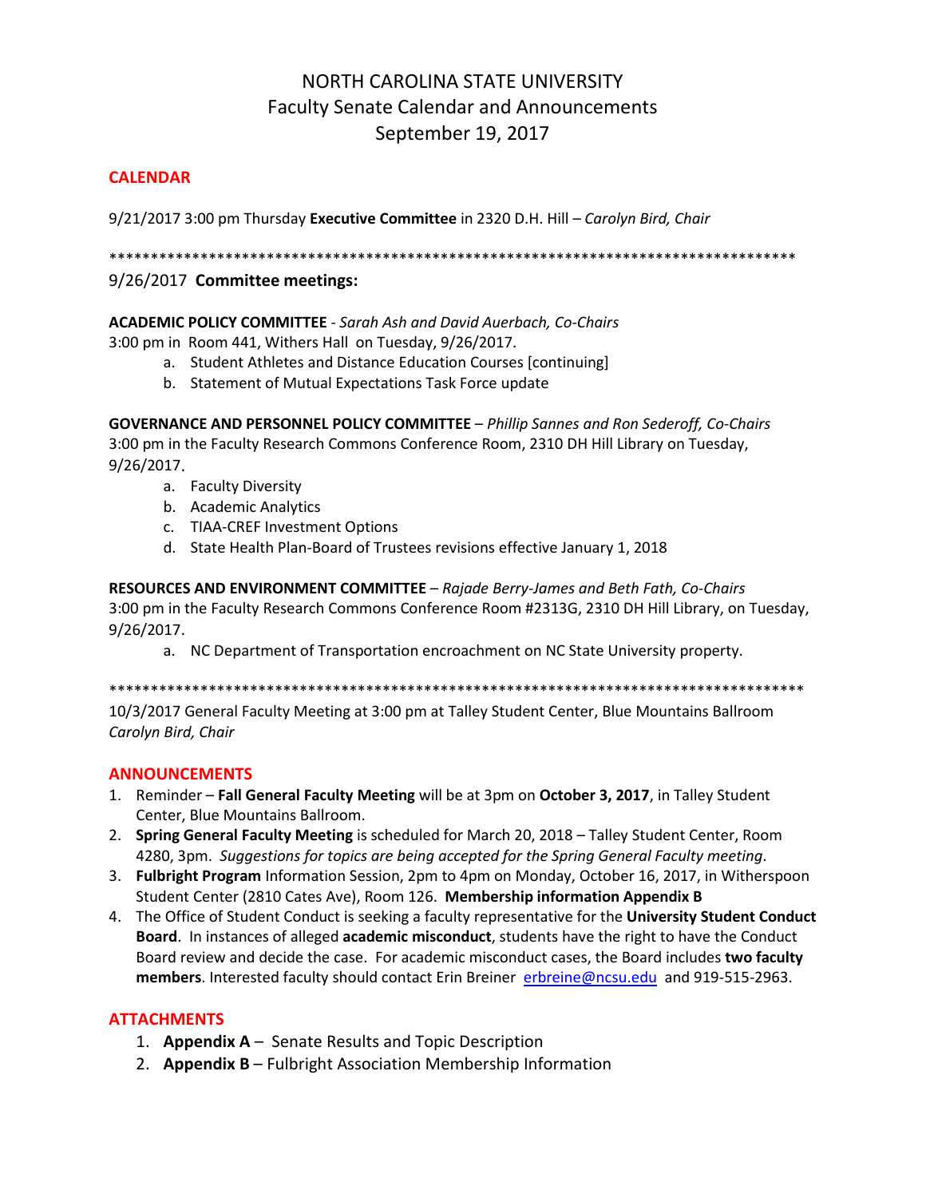# NORTH CAROLINA STATE UNIVERSITY
## Faculty Senate Calendar and Announcements
## September 19, 2017

### CALENDAR

9/21/2017 3:00 pm Thursday **Executive Committee** in 2320 D.H. Hill – *Carolyn Bird, Chair*

**************************************************************************************

9/26/2017 **Committee meetings:**

**ACADEMIC POLICY COMMITTEE** - *Sarah Ash and David Auerbach, Co-Chairs*
3:00 pm in Room 441, Withers Hall on Tuesday, 9/26/2017.

a. Student Athletes and Distance Education Courses [continuing]
b. Statement of Mutual Expectations Task Force update

**GOVERNANCE AND PERSONNEL POLICY COMMITTEE** – *Phillip Sannes and Ron Sederoff, Co-Chairs*
3:00 pm in the Faculty Research Commons Conference Room, 2310 DH Hill Library on Tuesday, 9/26/2017.

a. Faculty Diversity
b. Academic Analytics
c. TIAA-CREF Investment Options
d. State Health Plan-Board of Trustees revisions effective January 1, 2018

**RESOURCES AND ENVIRONMENT COMMITTEE** – *Rajade Berry-James and Beth Fath, Co-Chairs*
3:00 pm in the Faculty Research Commons Conference Room #2313G, 2310 DH Hill Library, on Tuesday, 9/26/2017.

a. NC Department of Transportation encroachment on NC State University property.

**************************************************************************************

10/3/2017 General Faculty Meeting at 3:00 pm at Talley Student Center, Blue Mountains Ballroom
*Carolyn Bird, Chair*

### ANNOUNCEMENTS

1. Reminder – **Fall General Faculty Meeting** will be at 3pm on **October 3, 2017**, in Talley Student Center, Blue Mountains Ballroom.
2. **Spring General Faculty Meeting** is scheduled for March 20, 2018 – Talley Student Center, Room 4280, 3pm. *Suggestions for topics are being accepted for the Spring General Faculty meeting.*
3. **Fulbright Program** Information Session, 2pm to 4pm on Monday, October 16, 2017, in Witherspoon Student Center (2810 Cates Ave), Room 126. **Membership information Appendix B**
4. The Office of Student Conduct is seeking a faculty representative for the **University Student Conduct Board**. In instances of alleged **academic misconduct**, students have the right to have the Conduct Board review and decide the case. For academic misconduct cases, the Board includes **two faculty members**. Interested faculty should contact Erin Breiner erbreine@ncsu.edu and 919-515-2963.

### ATTACHMENTS

1. **Appendix A** – Senate Results and Topic Description
2. **Appendix B** – Fulbright Association Membership Information